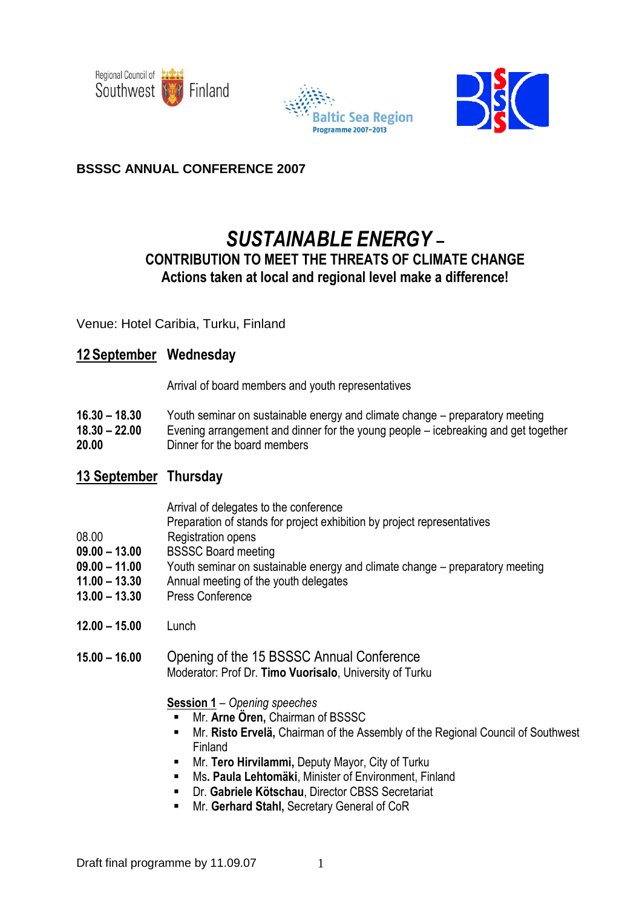Regional Council of Southwest Finland

Baltic Sea Region Programme 2007-2013

**BSSSC ANNUAL CONFERENCE 2007**

# *SUSTAINABLE ENERGY* –
## CONTRIBUTION TO MEET THE THREATS OF CLIMATE CHANGE
### Actions taken at local and regional level make a difference!

Venue: Hotel Caribia, Turku, Finland

## <u>12 September</u> Wednesday

Arrival of board members and youth representatives

**16.30 – 18.30** Youth seminar on sustainable energy and climate change – preparatory meeting
**18.30 – 22.00** Evening arrangement and dinner for the young people – icebreaking and get together
**20.00** Dinner for the board members

## <u>13 September</u> Thursday

Arrival of delegates to the conference
Preparation of stands for project exhibition by project representatives

08.00 Registration opens
**09.00 – 13.00** BSSSC Board meeting
**09.00 – 11.00** Youth seminar on sustainable energy and climate change – preparatory meeting
**11.00 – 13.30** Annual meeting of the youth delegates
**13.00 – 13.30** Press Conference

**12.00 – 15.00** Lunch

**15.00 – 16.00** Opening of the 15 BSSSC Annual Conference
Moderator: Prof Dr. **Timo Vuorisalo**, University of Turku

**<u>Session 1</u>** – *Opening speeches*

- Mr. **Arne Ören,** Chairman of BSSSC
- Mr. **Risto Ervelä,** Chairman of the Assembly of the Regional Council of Southwest Finland
- Mr. **Tero Hirvilammi,** Deputy Mayor, City of Turku
- Ms. **Paula Lehtomäki**, Minister of Environment, Finland
- Dr. **Gabriele Kötschau**, Director CBSS Secretariat
- Mr. **Gerhard Stahl,** Secretary General of CoR

Draft final programme by 11.09.07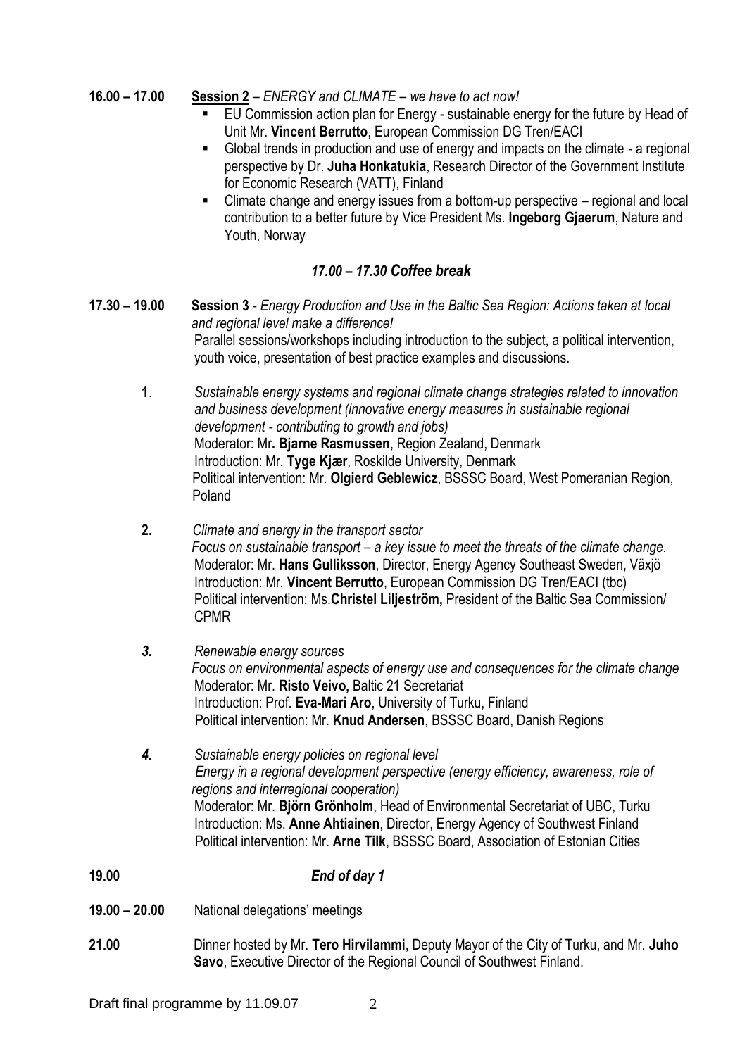**16.00 – 17.00** **Session 2** – *ENERGY and CLIMATE – we have to act now!*

- EU Commission action plan for Energy - sustainable energy for the future by Head of Unit Mr. **Vincent Berrutto**, European Commission DG Tren/EACI
- Global trends in production and use of energy and impacts on the climate - a regional perspective by Dr. **Juha Honkatukia**, Research Director of the Government Institute for Economic Research (VATT), Finland
- Climate change and energy issues from a bottom-up perspective – regional and local contribution to a better future by Vice President Ms. **Ingeborg Gjaerum**, Nature and Youth, Norway

***17.00 – 17.30 Coffee break***

**17.30 – 19.00** **Session 3** - *Energy Production and Use in the Baltic Sea Region: Actions taken at local and regional level make a difference!*
Parallel sessions/workshops including introduction to the subject, a political intervention, youth voice, presentation of best practice examples and discussions.

**1**. *Sustainable energy systems and regional climate change strategies related to innovation and business development (innovative energy measures in sustainable regional development - contributing to growth and jobs)*
Moderator: Mr**. Bjarne Rasmussen**, Region Zealand, Denmark
Introduction: Mr. **Tyge Kjær**, Roskilde University, Denmark
Political intervention: Mr. **Olgierd Geblewicz**, BSSSC Board, West Pomeranian Region, Poland

**2.** *Climate and energy in the transport sector*
*Focus on sustainable transport – a key issue to meet the threats of the climate change.*
Moderator: Mr. **Hans Gulliksson**, Director, Energy Agency Southeast Sweden, Växjö
Introduction: Mr. **Vincent Berrutto**, European Commission DG Tren/EACI (tbc)
Political intervention: Ms.**Christel Liljeström,** President of the Baltic Sea Commission/ CPMR

***3.*** *Renewable energy sources*
*Focus on environmental aspects of energy use and consequences for the climate change*
Moderator: Mr. **Risto Veivo,** Baltic 21 Secretariat
Introduction: Prof. **Eva-Mari Aro**, University of Turku, Finland
Political intervention: Mr. **Knud Andersen**, BSSSC Board, Danish Regions

***4.*** *Sustainable energy policies on regional level*
*Energy in a regional development perspective (energy efficiency, awareness, role of regions and interregional cooperation)*
Moderator: Mr. **Björn Grönholm**, Head of Environmental Secretariat of UBC, Turku
Introduction: Ms. **Anne Ahtiainen**, Director, Energy Agency of Southwest Finland
Political intervention: Mr. **Arne Tilk**, BSSSC Board, Association of Estonian Cities

**19.00** ***End of day 1***

**19.00 – 20.00** National delegations' meetings

**21.00** Dinner hosted by Mr. **Tero Hirvilammi**, Deputy Mayor of the City of Turku, and Mr. **Juho Savo**, Executive Director of the Regional Council of Southwest Finland.

Draft final programme by 11.09.07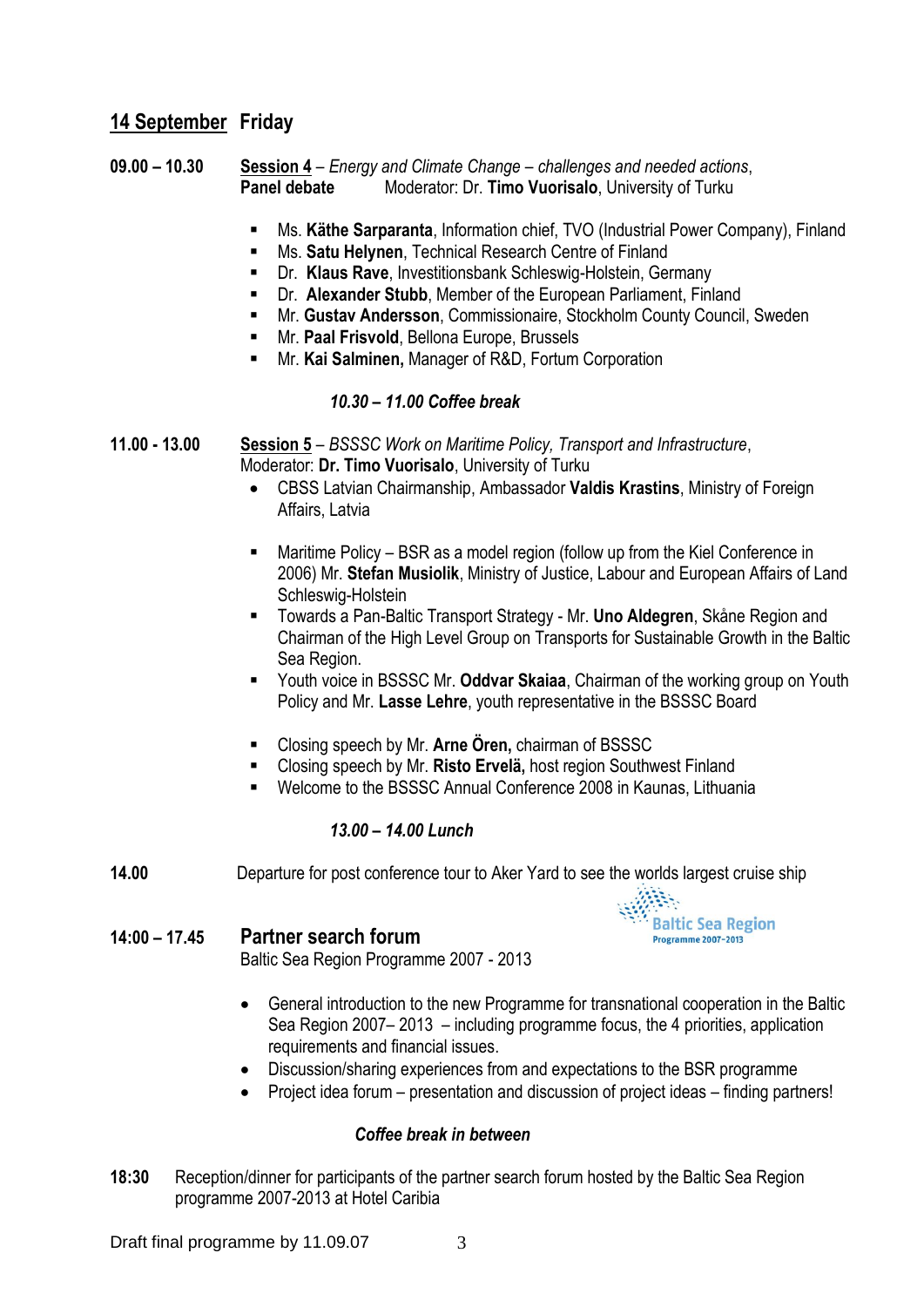## 14 September Friday

**09.00 – 10.30** **Session 4** – *Energy and Climate Change – challenges and needed actions*,
**Panel debate** Moderator: Dr. **Timo Vuorisalo**, University of Turku

- Ms. **Käthe Sarparanta**, Information chief, TVO (Industrial Power Company), Finland
- Ms. **Satu Helynen**, Technical Research Centre of Finland
- Dr. **Klaus Rave**, Investitionsbank Schleswig-Holstein, Germany
- Dr. **Alexander Stubb**, Member of the European Parliament, Finland
- Mr. **Gustav Andersson**, Commissionaire, Stockholm County Council, Sweden
- Mr. **Paal Frisvold**, Bellona Europe, Brussels
- Mr. **Kai Salminen,** Manager of R&D, Fortum Corporation

***10.30 – 11.00 Coffee break***

**11.00 - 13.00** **Session 5** – *BSSSC Work on Maritime Policy, Transport and Infrastructure*,
Moderator: **Dr. Timo Vuorisalo**, University of Turku

- CBSS Latvian Chairmanship, Ambassador **Valdis Krastins**, Ministry of Foreign Affairs, Latvia

- Maritime Policy – BSR as a model region (follow up from the Kiel Conference in 2006) Mr. **Stefan Musiolik**, Ministry of Justice, Labour and European Affairs of Land Schleswig-Holstein
- Towards a Pan-Baltic Transport Strategy - Mr. **Uno Aldegren**, Skåne Region and Chairman of the High Level Group on Transports for Sustainable Growth in the Baltic Sea Region.
- Youth voice in BSSSC Mr. **Oddvar Skaiaa**, Chairman of the working group on Youth Policy and Mr. **Lasse Lehre**, youth representative in the BSSSC Board

- Closing speech by Mr. **Arne Ören,** chairman of BSSSC
- Closing speech by Mr. **Risto Ervelä,** host region Southwest Finland
- Welcome to the BSSSC Annual Conference 2008 in Kaunas, Lithuania

***13.00 – 14.00 Lunch***

**14.00** Departure for post conference tour to Aker Yard to see the worlds largest cruise ship

Baltic Sea Region Programme 2007–2013

**14:00 – 17.45** **Partner search forum**
Baltic Sea Region Programme 2007 - 2013

- General introduction to the new Programme for transnational cooperation in the Baltic Sea Region 2007– 2013 – including programme focus, the 4 priorities, application requirements and financial issues.
- Discussion/sharing experiences from and expectations to the BSR programme
- Project idea forum – presentation and discussion of project ideas – finding partners!

***Coffee break in between***

**18:30** Reception/dinner for participants of the partner search forum hosted by the Baltic Sea Region programme 2007-2013 at Hotel Caribia

Draft final programme by 11.09.07